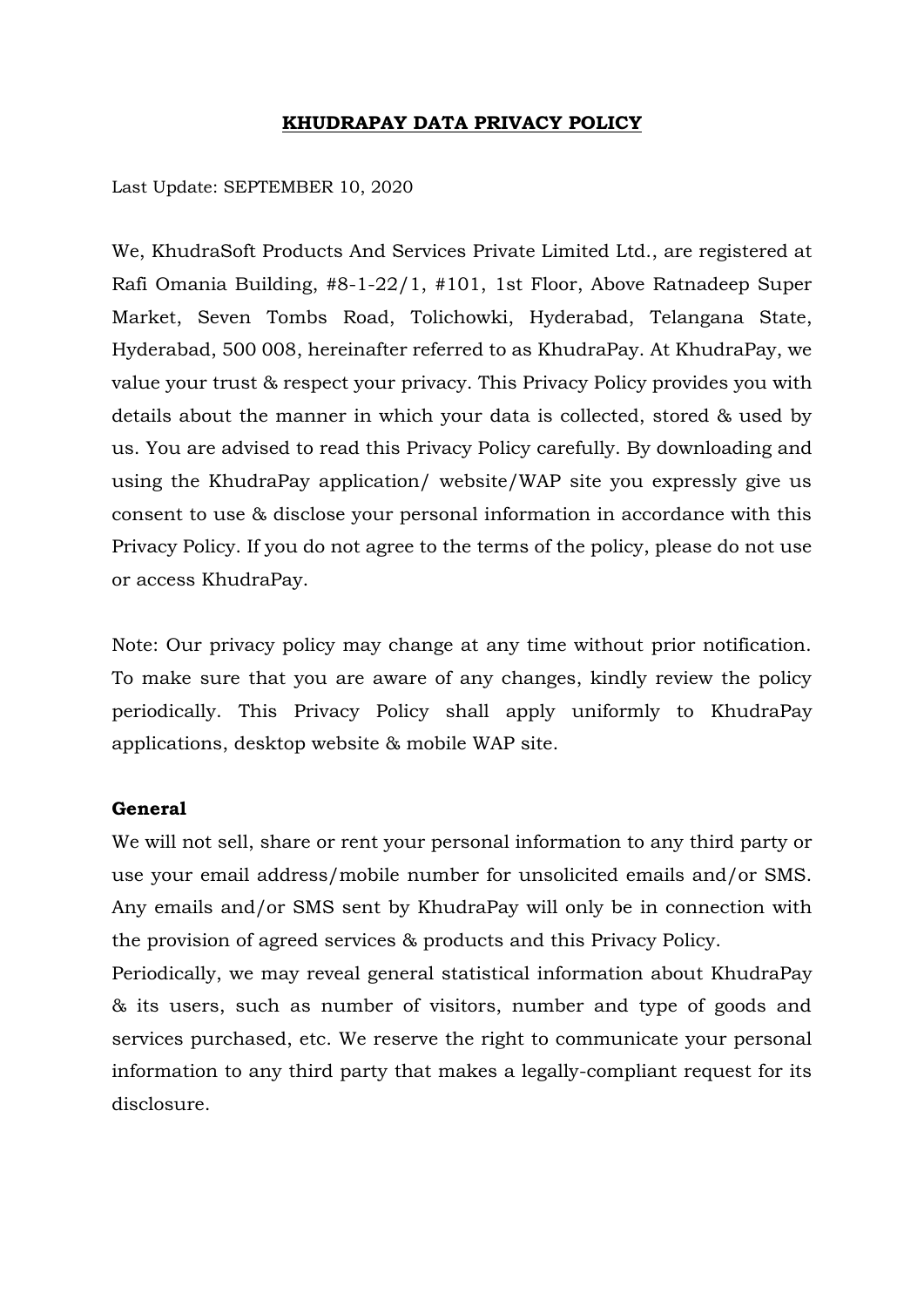# KHUDRAPAY DATA PRIVACY POLICY

Last Update: SEPTEMBER 10, 2020

We, KhudraSoft Products And Services Private Limited Ltd., are registered at Rafi Omania Building, #8-1-22/1, #101, 1st Floor, Above Ratnadeep Super Market, Seven Tombs Road, Tolichowki, Hyderabad, Telangana State, Hyderabad, 500 008, hereinafter referred to as KhudraPay. At KhudraPay, we value your trust & respect your privacy. This Privacy Policy provides you with details about the manner in which your data is collected, stored & used by us. You are advised to read this Privacy Policy carefully. By downloading and using the KhudraPay application/ website/WAP site you expressly give us consent to use & disclose your personal information in accordance with this Privacy Policy. If you do not agree to the terms of the policy, please do not use or access KhudraPay.

Note: Our privacy policy may change at any time without prior notification. To make sure that you are aware of any changes, kindly review the policy periodically. This Privacy Policy shall apply uniformly to KhudraPay applications, desktop website & mobile WAP site.

**General**

We will not sell, share or rent your personal information to any third party or use your email address/mobile number for unsolicited emails and/or SMS. Any emails and/or SMS sent by KhudraPay will only be in connection with the provision of agreed services & products and this Privacy Policy.

Periodically, we may reveal general statistical information about KhudraPay & its users, such as number of visitors, number and type of goods and services purchased, etc. We reserve the right to communicate your personal information to any third party that makes a legally-compliant request for its disclosure.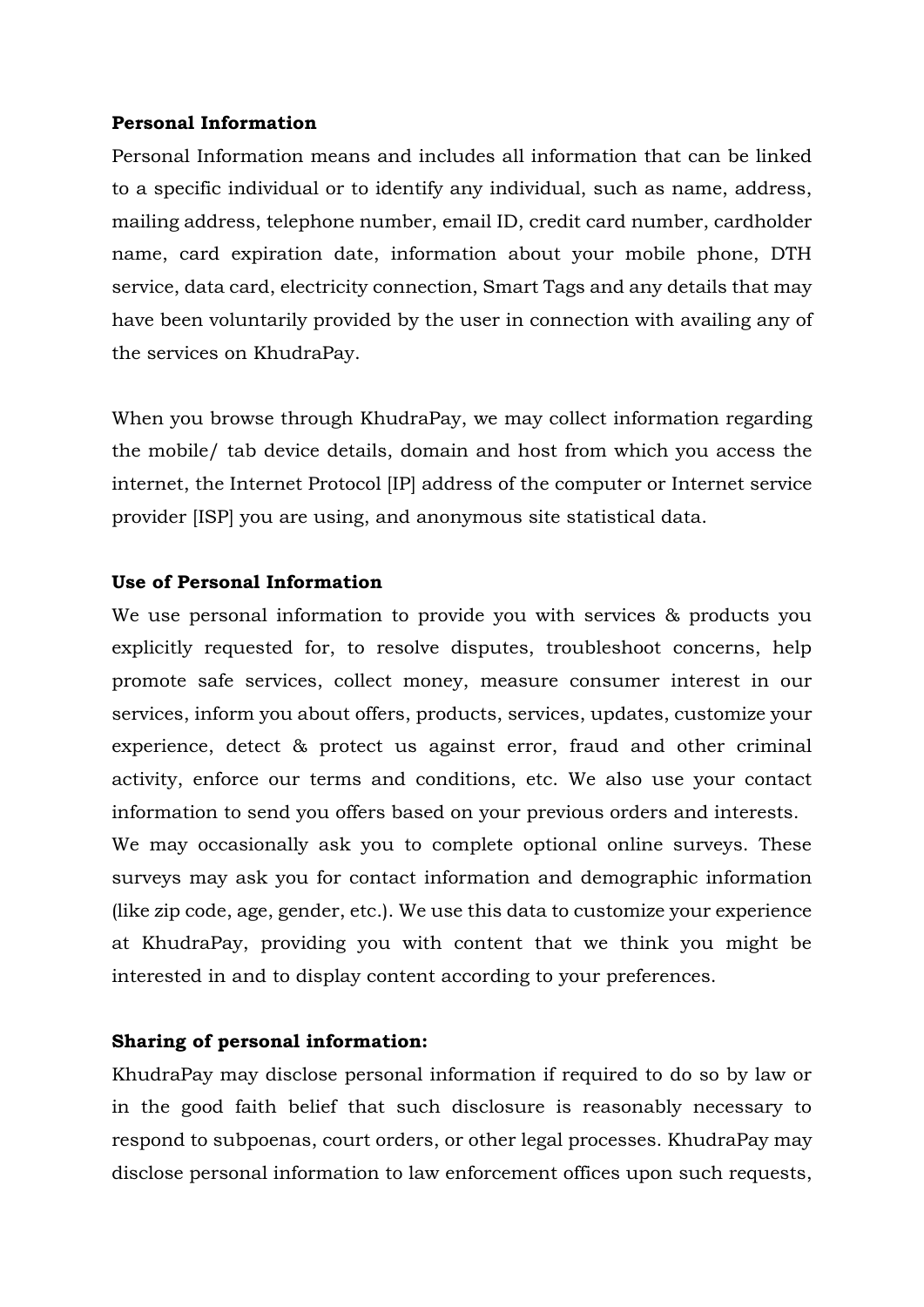**Personal Information**

Personal Information means and includes all information that can be linked to a specific individual or to identify any individual, such as name, address, mailing address, telephone number, email ID, credit card number, cardholder name, card expiration date, information about your mobile phone, DTH service, data card, electricity connection, Smart Tags and any details that may have been voluntarily provided by the user in connection with availing any of the services on KhudraPay.

When you browse through KhudraPay, we may collect information regarding the mobile/ tab device details, domain and host from which you access the internet, the Internet Protocol [IP] address of the computer or Internet service provider [ISP] you are using, and anonymous site statistical data.

**Use of Personal Information**

We use personal information to provide you with services & products you explicitly requested for, to resolve disputes, troubleshoot concerns, help promote safe services, collect money, measure consumer interest in our services, inform you about offers, products, services, updates, customize your experience, detect & protect us against error, fraud and other criminal activity, enforce our terms and conditions, etc. We also use your contact information to send you offers based on your previous orders and interests.
We may occasionally ask you to complete optional online surveys. These surveys may ask you for contact information and demographic information (like zip code, age, gender, etc.). We use this data to customize your experience at KhudraPay, providing you with content that we think you might be interested in and to display content according to your preferences.

**Sharing of personal information:**

KhudraPay may disclose personal information if required to do so by law or in the good faith belief that such disclosure is reasonably necessary to respond to subpoenas, court orders, or other legal processes. KhudraPay may disclose personal information to law enforcement offices upon such requests,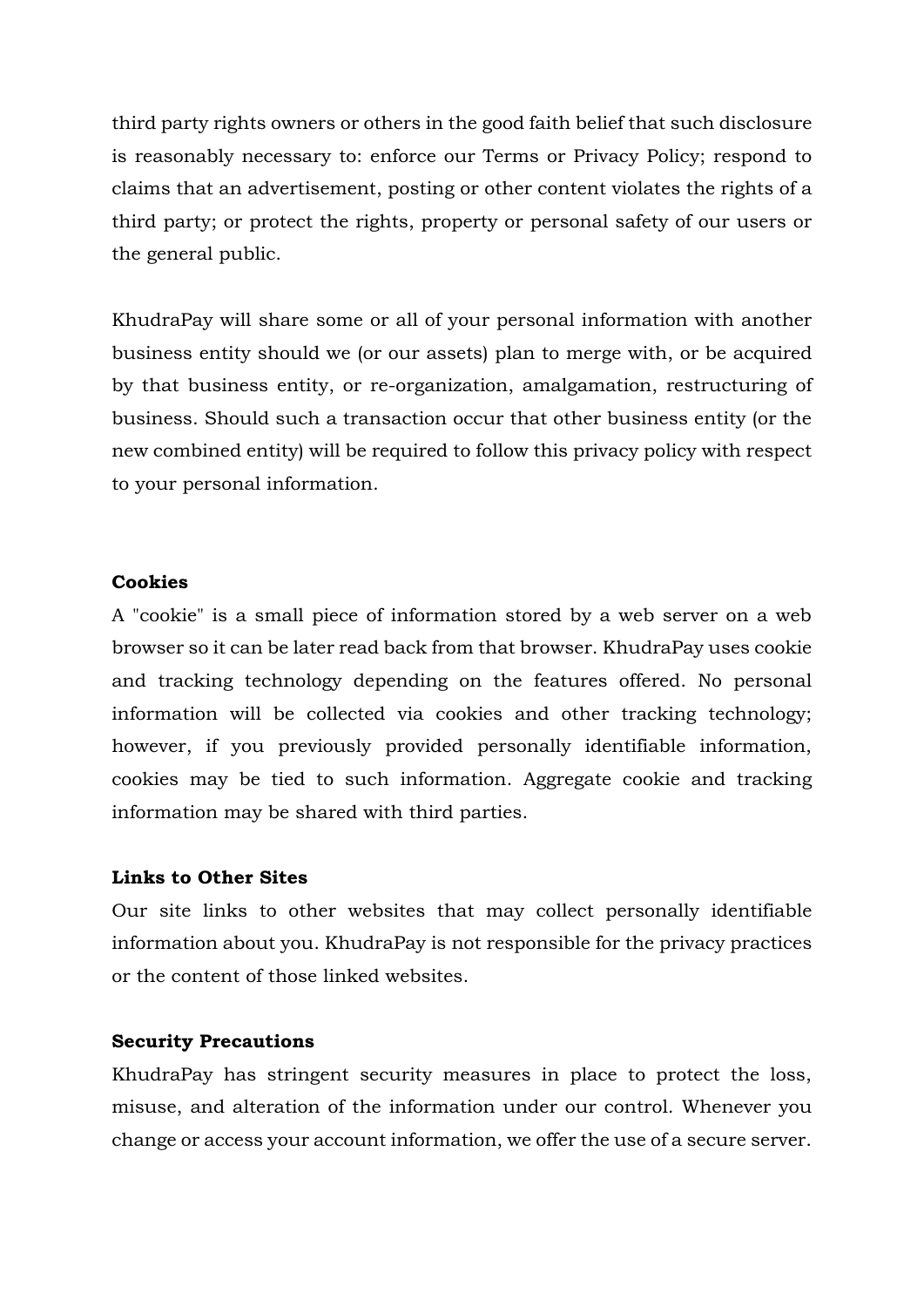third party rights owners or others in the good faith belief that such disclosure is reasonably necessary to: enforce our Terms or Privacy Policy; respond to claims that an advertisement, posting or other content violates the rights of a third party; or protect the rights, property or personal safety of our users or the general public.

KhudraPay will share some or all of your personal information with another business entity should we (or our assets) plan to merge with, or be acquired by that business entity, or re-organization, amalgamation, restructuring of business. Should such a transaction occur that other business entity (or the new combined entity) will be required to follow this privacy policy with respect to your personal information.

**Cookies**

A "cookie" is a small piece of information stored by a web server on a web browser so it can be later read back from that browser. KhudraPay uses cookie and tracking technology depending on the features offered. No personal information will be collected via cookies and other tracking technology; however, if you previously provided personally identifiable information, cookies may be tied to such information. Aggregate cookie and tracking information may be shared with third parties.

**Links to Other Sites**

Our site links to other websites that may collect personally identifiable information about you. KhudraPay is not responsible for the privacy practices or the content of those linked websites.

**Security Precautions**

KhudraPay has stringent security measures in place to protect the loss, misuse, and alteration of the information under our control. Whenever you change or access your account information, we offer the use of a secure server.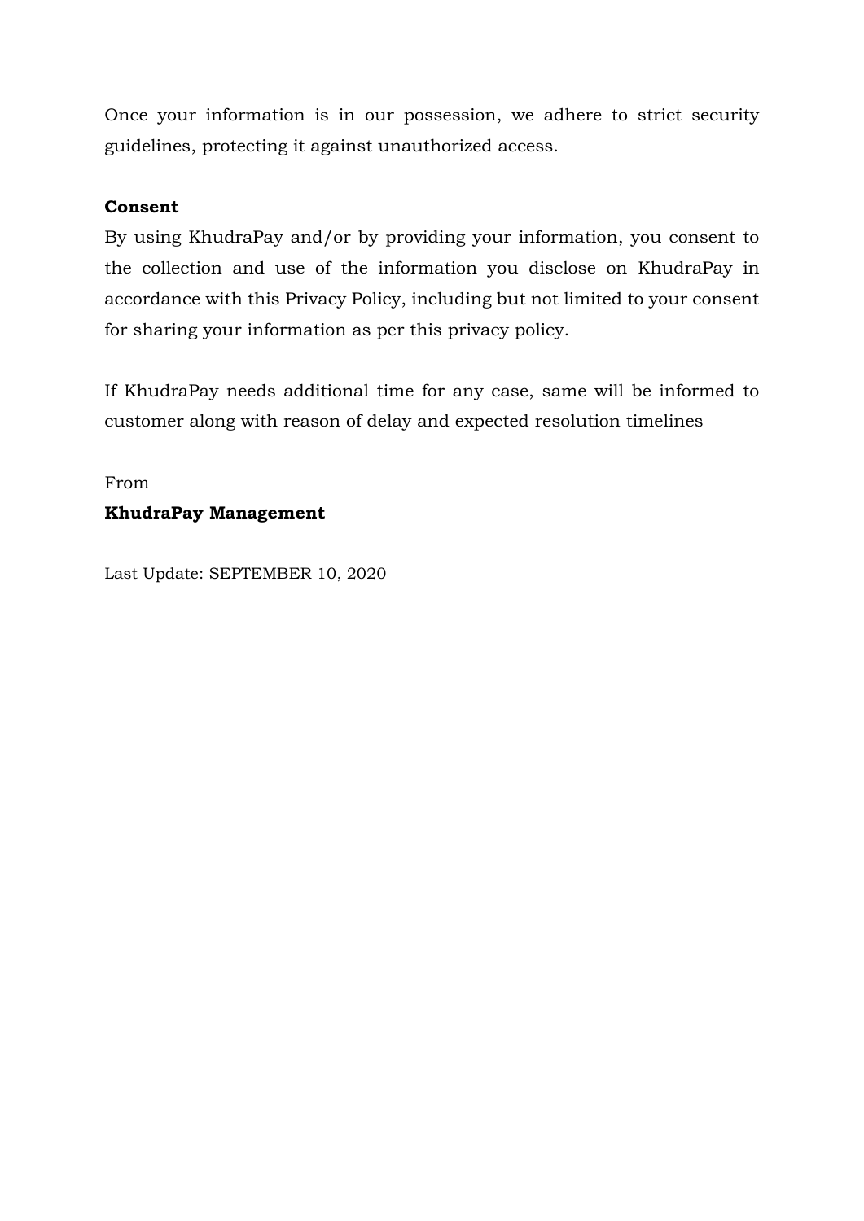Once your information is in our possession, we adhere to strict security guidelines, protecting it against unauthorized access.

**Consent**

By using KhudraPay and/or by providing your information, you consent to the collection and use of the information you disclose on KhudraPay in accordance with this Privacy Policy, including but not limited to your consent for sharing your information as per this privacy policy.

If KhudraPay needs additional time for any case, same will be informed to customer along with reason of delay and expected resolution timelines

From

**KhudraPay Management**

Last Update: SEPTEMBER 10, 2020